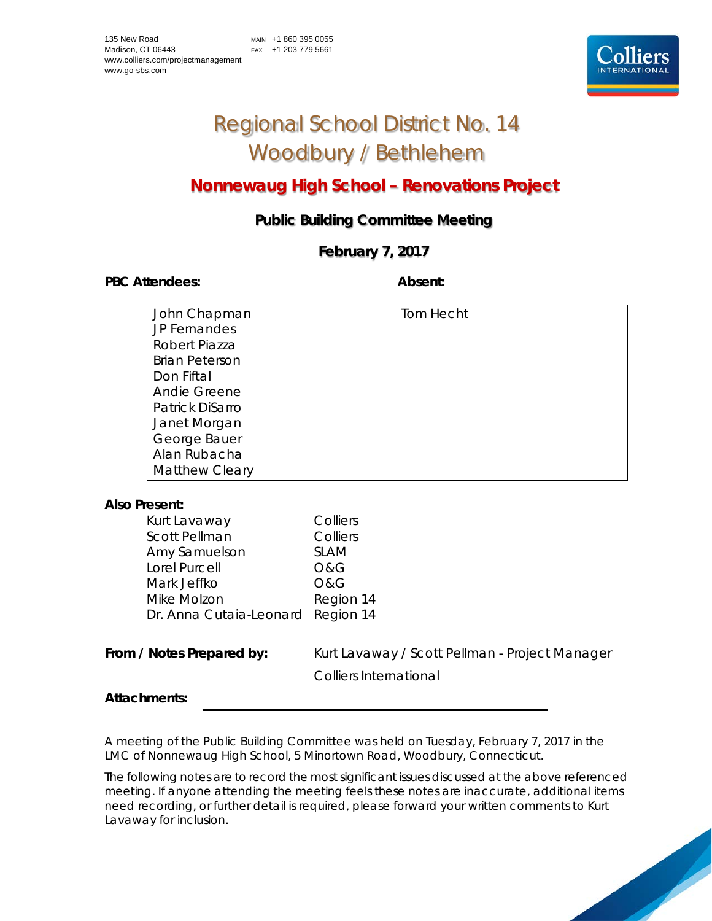135 New Road
Madison, CT 06443
www.colliers.com/projectmanagement
www.go-sbs.com

MAIN +1 860 395 0055
FAX +1 203 779 5661

# Regional School District No. 14
# Woodbury / Bethlehem

## Nonnewaug High School – Renovations Project

### Public Building Committee Meeting

### February 7, 2017

| PBC Attendees: | Absent: |
|---|---|
| John Chapman<br>JP Fernandes<br>Robert Piazza<br>Brian Peterson<br>Don Fiftal<br>Andie Greene<br>Patrick DiSarro<br>Janet Morgan<br>George Bauer<br>Alan Rubacha<br>Matthew Cleary | Tom Hecht |

**Also Present:**

| | |
|---|---|
| Kurt Lavaway | Colliers |
| Scott Pellman | Colliers |
| Amy Samuelson | SLAM |
| Lorel Purcell | O&G |
| Mark Jeffko | O&G |
| Mike Molzon | Region 14 |
| Dr. Anna Cutaia-Leonard | Region 14 |

**From / Notes Prepared by:** Kurt Lavaway / Scott Pellman - Project Manager
Colliers International

**Attachments:**

A meeting of the Public Building Committee was held on Tuesday, February 7, 2017 in the LMC of Nonnewaug High School, 5 Minortown Road, Woodbury, Connecticut.

The following notes are to record the most significant issues discussed at the above referenced meeting. If anyone attending the meeting feels these notes are inaccurate, additional items need recording, or further detail is required, please forward your written comments to Kurt Lavaway for inclusion.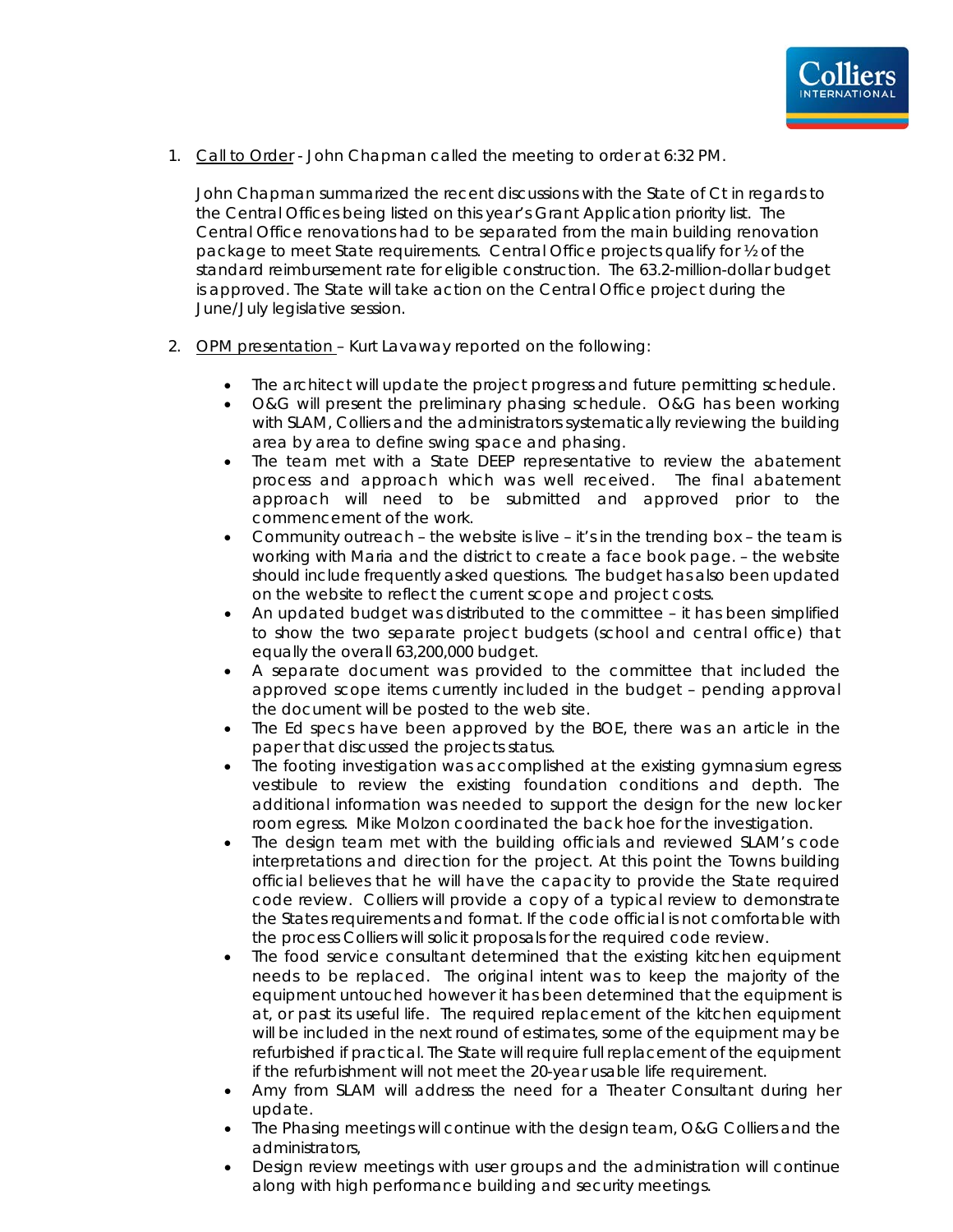1. Call to Order - John Chapman called the meeting to order at 6:32 PM.

   John Chapman summarized the recent discussions with the State of Ct in regards to the Central Offices being listed on this year's Grant Application priority list. The Central Office renovations had to be separated from the main building renovation package to meet State requirements. Central Office projects qualify for ½ of the standard reimbursement rate for eligible construction. The 63.2-million-dollar budget is approved. The State will take action on the Central Office project during the June/July legislative session.

2. OPM presentation – Kurt Lavaway reported on the following:

   - The architect will update the project progress and future permitting schedule.
   - O&G will present the preliminary phasing schedule. O&G has been working with SLAM, Colliers and the administrators systematically reviewing the building area by area to define swing space and phasing.
   - The team met with a State DEEP representative to review the abatement process and approach which was well received. The final abatement approach will need to be submitted and approved prior to the commencement of the work.
   - Community outreach – the website is live – it's in the trending box – the team is working with Maria and the district to create a face book page. – the website should include frequently asked questions. The budget has also been updated on the website to reflect the current scope and project costs.
   - An updated budget was distributed to the committee – it has been simplified to show the two separate project budgets (school and central office) that equally the overall 63,200,000 budget.
   - A separate document was provided to the committee that included the approved scope items currently included in the budget – pending approval the document will be posted to the web site.
   - The Ed specs have been approved by the BOE, there was an article in the paper that discussed the projects status.
   - The footing investigation was accomplished at the existing gymnasium egress vestibule to review the existing foundation conditions and depth. The additional information was needed to support the design for the new locker room egress. Mike Molzon coordinated the back hoe for the investigation.
   - The design team met with the building officials and reviewed SLAM's code interpretations and direction for the project. At this point the Towns building official believes that he will have the capacity to provide the State required code review. Colliers will provide a copy of a typical review to demonstrate the States requirements and format. If the code official is not comfortable with the process Colliers will solicit proposals for the required code review.
   - The food service consultant determined that the existing kitchen equipment needs to be replaced. The original intent was to keep the majority of the equipment untouched however it has been determined that the equipment is at, or past its useful life. The required replacement of the kitchen equipment will be included in the next round of estimates, some of the equipment may be refurbished if practical. The State will require full replacement of the equipment if the refurbishment will not meet the 20-year usable life requirement.
   - Amy from SLAM will address the need for a Theater Consultant during her update.
   - The Phasing meetings will continue with the design team, O&G Colliers and the administrators,
   - Design review meetings with user groups and the administration will continue along with high performance building and security meetings.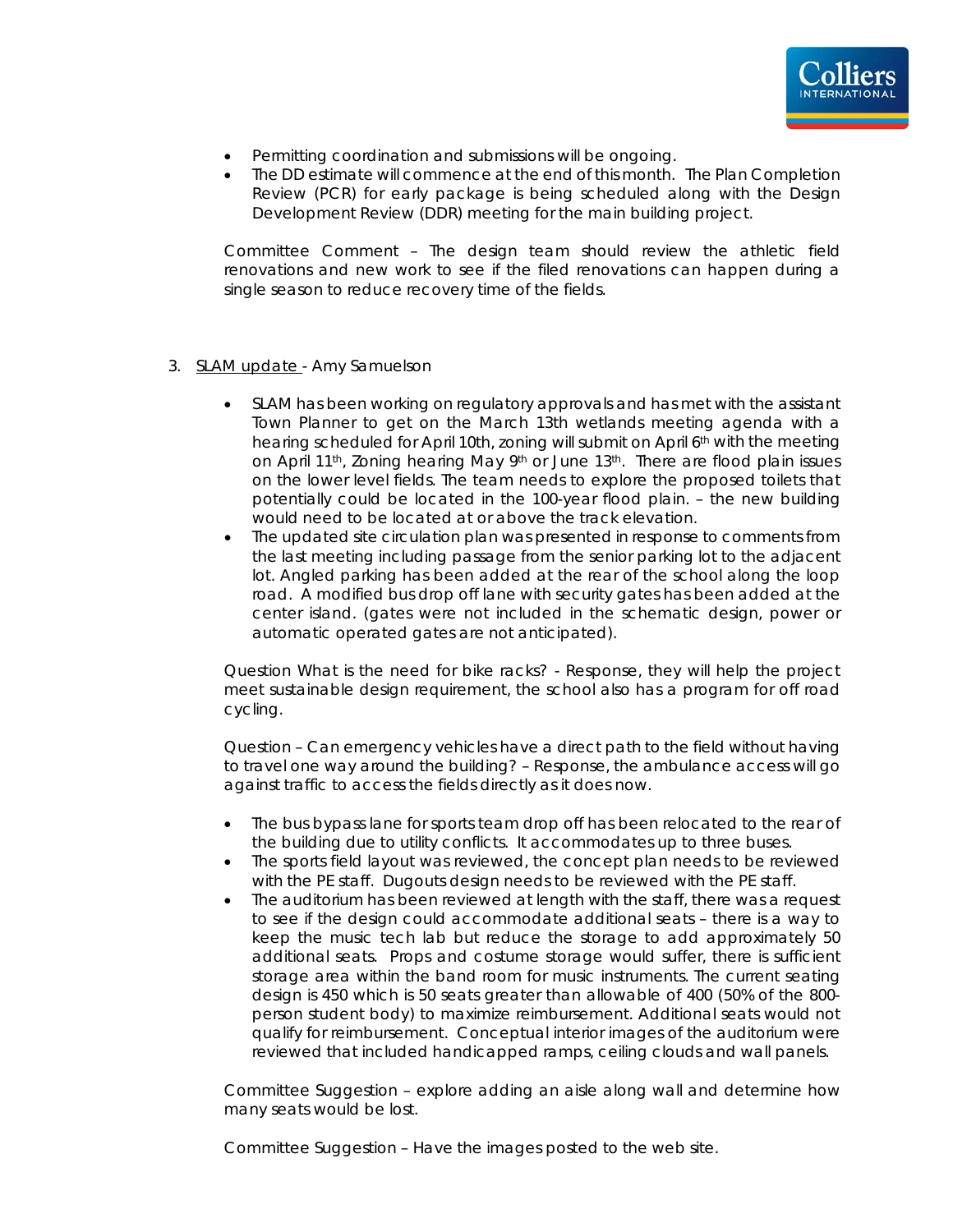- Permitting coordination and submissions will be ongoing.
- The DD estimate will commence at the end of this month. The Plan Completion Review (PCR) for early package is being scheduled along with the Design Development Review (DDR) meeting for the main building project.

Committee Comment – The design team should review the athletic field renovations and new work to see if the filed renovations can happen during a single season to reduce recovery time of the fields.

3. SLAM update - Amy Samuelson

- SLAM has been working on regulatory approvals and has met with the assistant Town Planner to get on the March 13th wetlands meeting agenda with a hearing scheduled for April 10th, zoning will submit on April 6th with the meeting on April 11th, Zoning hearing May 9th or June 13th. There are flood plain issues on the lower level fields. The team needs to explore the proposed toilets that potentially could be located in the 100-year flood plain. – the new building would need to be located at or above the track elevation.
- The updated site circulation plan was presented in response to comments from the last meeting including passage from the senior parking lot to the adjacent lot. Angled parking has been added at the rear of the school along the loop road. A modified bus drop off lane with security gates has been added at the center island. (gates were not included in the schematic design, power or automatic operated gates are not anticipated).

Question What is the need for bike racks? - Response, they will help the project meet sustainable design requirement, the school also has a program for off road cycling.

Question – Can emergency vehicles have a direct path to the field without having to travel one way around the building? – Response, the ambulance access will go against traffic to access the fields directly as it does now.

- The bus bypass lane for sports team drop off has been relocated to the rear of the building due to utility conflicts. It accommodates up to three buses.
- The sports field layout was reviewed, the concept plan needs to be reviewed with the PE staff. Dugouts design needs to be reviewed with the PE staff.
- The auditorium has been reviewed at length with the staff, there was a request to see if the design could accommodate additional seats – there is a way to keep the music tech lab but reduce the storage to add approximately 50 additional seats. Props and costume storage would suffer, there is sufficient storage area within the band room for music instruments. The current seating design is 450 which is 50 seats greater than allowable of 400 (50% of the 800-person student body) to maximize reimbursement. Additional seats would not qualify for reimbursement. Conceptual interior images of the auditorium were reviewed that included handicapped ramps, ceiling clouds and wall panels.

Committee Suggestion – explore adding an aisle along wall and determine how many seats would be lost.

Committee Suggestion – Have the images posted to the web site.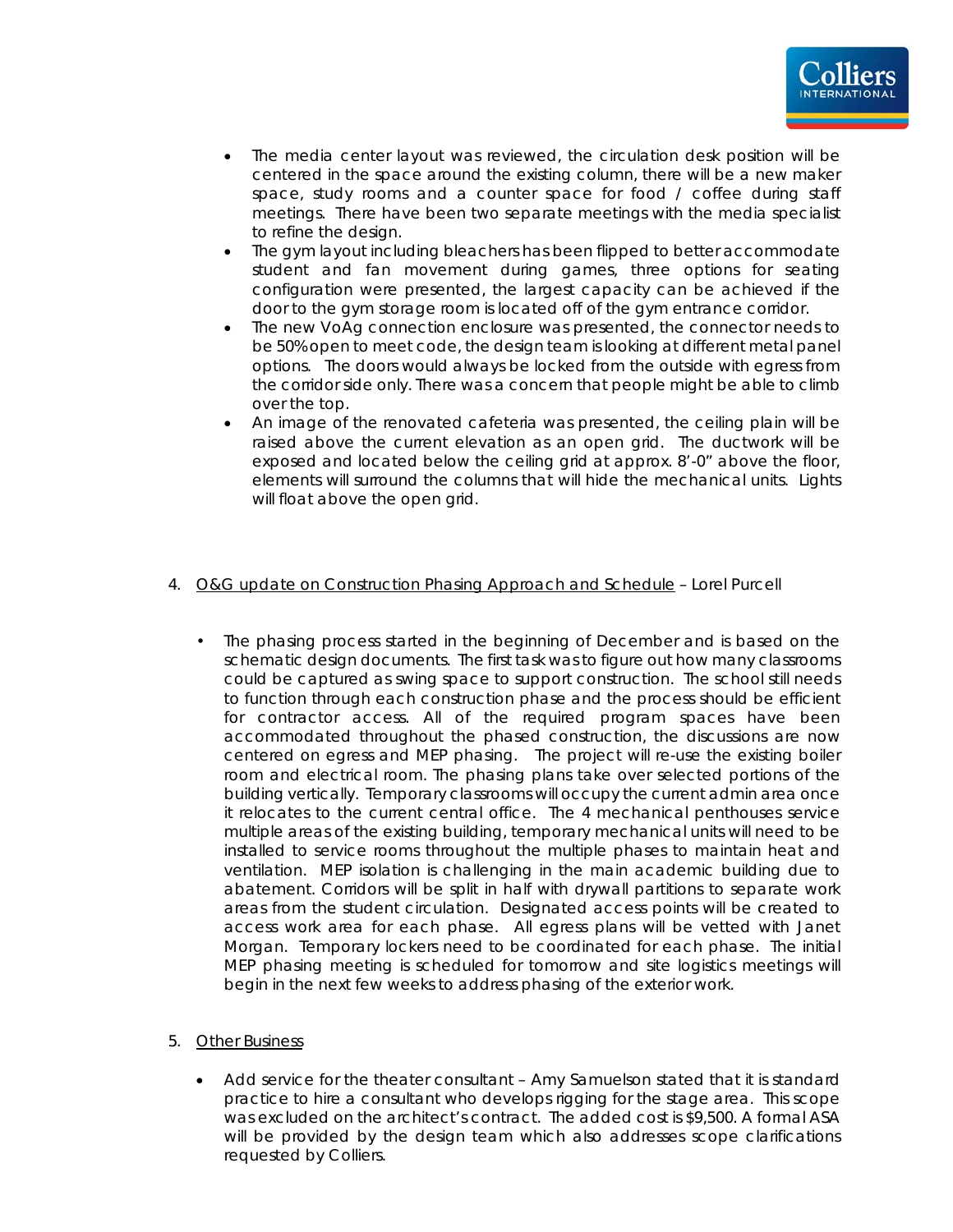- The media center layout was reviewed, the circulation desk position will be centered in the space around the existing column, there will be a new maker space, study rooms and a counter space for food / coffee during staff meetings. There have been two separate meetings with the media specialist to refine the design.
- The gym layout including bleachers has been flipped to better accommodate student and fan movement during games, three options for seating configuration were presented, the largest capacity can be achieved if the door to the gym storage room is located off of the gym entrance corridor.
- The new VoAg connection enclosure was presented, the connector needs to be 50% open to meet code, the design team is looking at different metal panel options. The doors would always be locked from the outside with egress from the corridor side only. There was a concern that people might be able to climb over the top.
- An image of the renovated cafeteria was presented, the ceiling plain will be raised above the current elevation as an open grid. The ductwork will be exposed and located below the ceiling grid at approx. 8'-0" above the floor, elements will surround the columns that will hide the mechanical units. Lights will float above the open grid.

4. <u>O&G update on Construction Phasing Approach and Schedule</u> – Lorel Purcell

- The phasing process started in the beginning of December and is based on the schematic design documents. The first task was to figure out how many classrooms could be captured as swing space to support construction. The school still needs to function through each construction phase and the process should be efficient for contractor access. All of the required program spaces have been accommodated throughout the phased construction, the discussions are now centered on egress and MEP phasing. The project will re-use the existing boiler room and electrical room. The phasing plans take over selected portions of the building vertically. Temporary classrooms will occupy the current admin area once it relocates to the current central office. The 4 mechanical penthouses service multiple areas of the existing building, temporary mechanical units will need to be installed to service rooms throughout the multiple phases to maintain heat and ventilation. MEP isolation is challenging in the main academic building due to abatement. Corridors will be split in half with drywall partitions to separate work areas from the student circulation. Designated access points will be created to access work area for each phase. All egress plans will be vetted with Janet Morgan. Temporary lockers need to be coordinated for each phase. The initial MEP phasing meeting is scheduled for tomorrow and site logistics meetings will begin in the next few weeks to address phasing of the exterior work.

5. <u>Other Business</u>

- Add service for the theater consultant – Amy Samuelson stated that it is standard practice to hire a consultant who develops rigging for the stage area. This scope was excluded on the architect's contract. The added cost is $9,500. A formal ASA will be provided by the design team which also addresses scope clarifications requested by Colliers.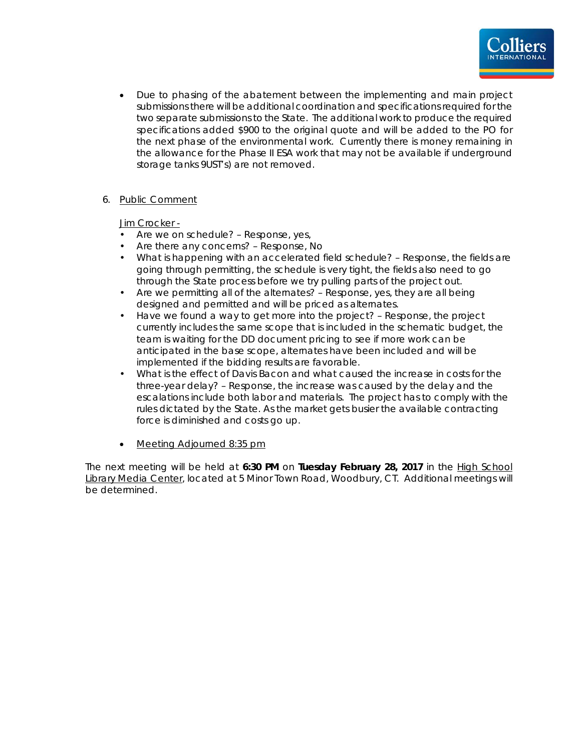- Due to phasing of the abatement between the implementing and main project submissions there will be additional coordination and specifications required for the two separate submissions to the State. The additional work to produce the required specifications added $900 to the original quote and will be added to the PO for the next phase of the environmental work. Currently there is money remaining in the allowance for the Phase II ESA work that may not be available if underground storage tanks 9UST's) are not removed.

6. Public Comment

   Jim Crocker -

   - Are we on schedule? – Response, yes,
   - Are there any concerns? – Response, No
   - What is happening with an accelerated field schedule? – Response, the fields are going through permitting, the schedule is very tight, the fields also need to go through the State process before we try pulling parts of the project out.
   - Are we permitting all of the alternates? – Response, yes, they are all being designed and permitted and will be priced as alternates.
   - Have we found a way to get more into the project? – Response, the project currently includes the same scope that is included in the schematic budget, the team is waiting for the DD document pricing to see if more work can be anticipated in the base scope, alternates have been included and will be implemented if the bidding results are favorable.
   - What is the effect of Davis Bacon and what caused the increase in costs for the three-year delay? – Response, the increase was caused by the delay and the escalations include both labor and materials. The project has to comply with the rules dictated by the State. As the market gets busier the available contracting force is diminished and costs go up.

   - Meeting Adjourned 8:35 pm

The next meeting will be held at **6:30 PM** on **Tuesday February 28, 2017** in the High School Library Media Center, located at 5 Minor Town Road, Woodbury, CT. Additional meetings will be determined.